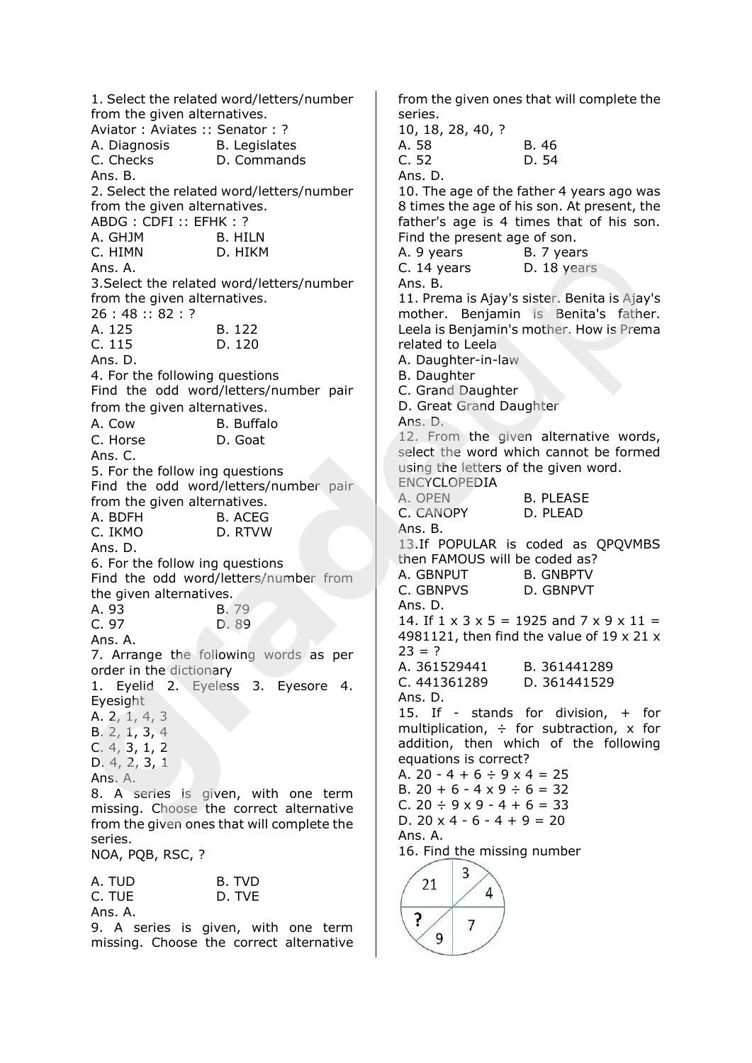1. Select the related word/letters/number from the given alternatives.

Aviator : Aviates :: Senator : ?

A. Diagnosis B. Legislates
C. Checks D. Commands

Ans. B.

2. Select the related word/letters/number from the given alternatives.

ABDG : CDFI :: EFHK : ?

A. GHJM B. HILN
C. HIMN D. HIKM

Ans. A.

3.Select the related word/letters/number from the given alternatives.

26 : 48 :: 82 : ?

A. 125 B. 122
C. 115 D. 120

Ans. D.

4. For the following questions
Find the odd word/letters/number pair from the given alternatives.

A. Cow B. Buffalo
C. Horse D. Goat

Ans. C.

5. For the follow ing questions
Find the odd word/letters/number pair from the given alternatives.

A. BDFH B. ACEG
C. IKMO D. RTVW

Ans. D.

6. For the follow ing questions
Find the odd word/letters/number from the given alternatives.

A. 93 B. 79
C. 97 D. 89

Ans. A.

7. Arrange the following words as per order in the dictionary

1. Eyelid 2. Eyeless 3. Eyesore 4. Eyesight

A. 2, 1, 4, 3
B. 2, 1, 3, 4
C. 4, 3, 1, 2
D. 4, 2, 3, 1

Ans. A.

8. A series is given, with one term missing. Choose the correct alternative from the given ones that will complete the series.

NOA, PQB, RSC, ?

A. TUD B. TVD
C. TUE D. TVE

Ans. A.

9. A series is given, with one term missing. Choose the correct alternative from the given ones that will complete the series.

10, 18, 28, 40, ?

A. 58 B. 46
C. 52 D. 54

Ans. D.

10. The age of the father 4 years ago was 8 times the age of his son. At present, the father's age is 4 times that of his son. Find the present age of son.

A. 9 years B. 7 years
C. 14 years D. 18 years

Ans. B.

11. Prema is Ajay's sister. Benita is Ajay's mother. Benjamin is Benita's father. Leela is Benjamin's mother. How is Prema related to Leela

A. Daughter-in-law
B. Daughter
C. Grand Daughter
D. Great Grand Daughter

Ans. D.

12. From the given alternative words, select the word which cannot be formed using the letters of the given word.

ENCYCLOPEDIA

A. OPEN B. PLEASE
C. CANOPY D. PLEAD

Ans. B.

13.If POPULAR is coded as QPQVMBS then FAMOUS will be coded as?

A. GBNPUT B. GNBPTV
C. GBNPVS D. GBNPVT

Ans. D.

14. If 1 x 3 x 5 = 1925 and 7 x 9 x 11 = 4981121, then find the value of 19 x 21 x 23 = ?

A. 361529441 B. 361441289
C. 441361289 D. 361441529

Ans. D.

15. If - stands for division, + for multiplication, ÷ for subtraction, x for addition, then which of the following equations is correct?

A. 20 - 4 + 6 ÷ 9 x 4 = 25
B. 20 + 6 - 4 x 9 ÷ 6 = 32
C. 20 ÷ 9 x 9 - 4 + 6 = 33
D. 20 x 4 - 6 - 4 + 9 = 20

Ans. A.

16. Find the missing number

21
3
4
?
9
7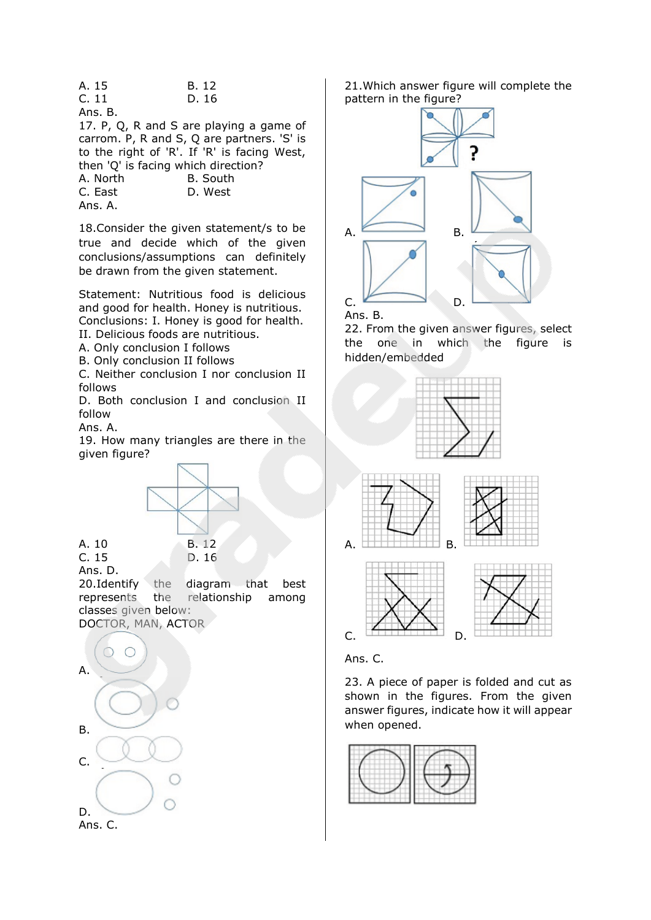A. 15　　　　B. 12
C. 11　　　　D. 16
Ans. B.

17. P, Q, R and S are playing a game of carrom. P, R and S, Q are partners. 'S' is to the right of 'R'. If 'R' is facing West, then 'Q' is facing which direction?
A. North　　　　B. South
C. East　　　　D. West
Ans. A.

18.Consider the given statement/s to be true and decide which of the given conclusions/assumptions can definitely be drawn from the given statement.

Statement: Nutritious food is delicious and good for health. Honey is nutritious.
Conclusions: I. Honey is good for health.
II. Delicious foods are nutritious.
A. Only conclusion I follows
B. Only conclusion II follows
C. Neither conclusion I nor conclusion II follows
D. Both conclusion I and conclusion II follow
Ans. A.

19. How many triangles are there in the given figure?

A. 10　　　　B. 12
C. 15　　　　D. 16
Ans. D.

20.Identify the diagram that best represents the relationship among classes given below:
DOCTOR, MAN, ACTOR

A.

B.

C.

D.

Ans. C.

21.Which answer figure will complete the pattern in the figure?

?

A.　　　　B.

C.　　　　D.

Ans. B.

22. From the given answer figures, select the one in which the figure is hidden/embedded

A.　　　　B.

C.　　　　D.

Ans. C.

23. A piece of paper is folded and cut as shown in the figures. From the given answer figures, indicate how it will appear when opened.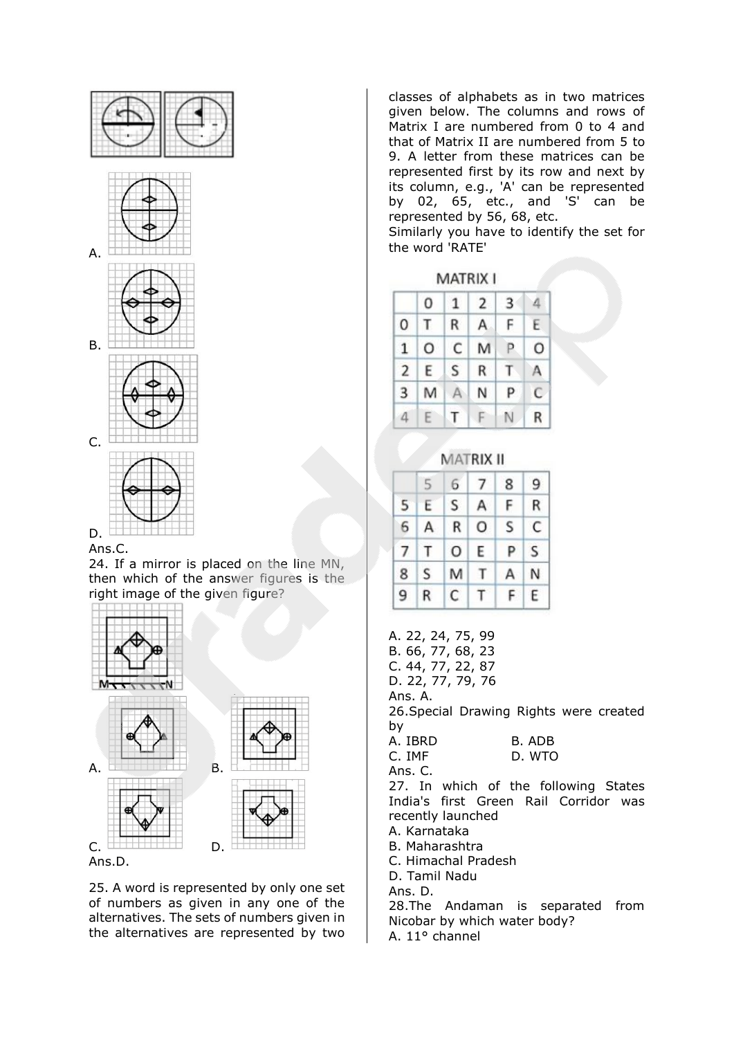A.

B.

C.

D.

Ans.C.

24. If a mirror is placed on the line MN, then which of the answer figures is the right image of the given figure?

A.

B.

C.

D.

Ans.D.

25. A word is represented by only one set of numbers as given in any one of the alternatives. The sets of numbers given in the alternatives are represented by two classes of alphabets as in two matrices given below. The columns and rows of Matrix I are numbered from 0 to 4 and that of Matrix II are numbered from 5 to 9. A letter from these matrices can be represented first by its row and next by its column, e.g., 'A' can be represented by 02, 65, etc., and 'S' can be represented by 56, 68, etc.

Similarly you have to identify the set for the word 'RATE'

MATRIX I

| | 0 | 1 | 2 | 3 | 4 |
|---|---|---|---|---|---|
| 0 | T | R | A | F | E |
| 1 | O | C | M | P | O |
| 2 | E | S | R | T | A |
| 3 | M | A | N | P | C |
| 4 | E | T | F | N | R |

MATRIX II

| | 5 | 6 | 7 | 8 | 9 |
|---|---|---|---|---|---|
| 5 | E | S | A | F | R |
| 6 | A | R | O | S | C |
| 7 | T | O | E | P | S |
| 8 | S | M | T | A | N |
| 9 | R | C | T | F | E |

A. 22, 24, 75, 99

B. 66, 77, 68, 23

C. 44, 77, 22, 87

D. 22, 77, 79, 76

Ans. A.

26.Special Drawing Rights were created by

A. IBRD
B. ADB
C. IMF
D. WTO

Ans. C.

27. In which of the following States India's first Green Rail Corridor was recently launched

A. Karnataka

B. Maharashtra

C. Himachal Pradesh

D. Tamil Nadu

Ans. D.

28.The Andaman is separated from Nicobar by which water body?

A. 11° channel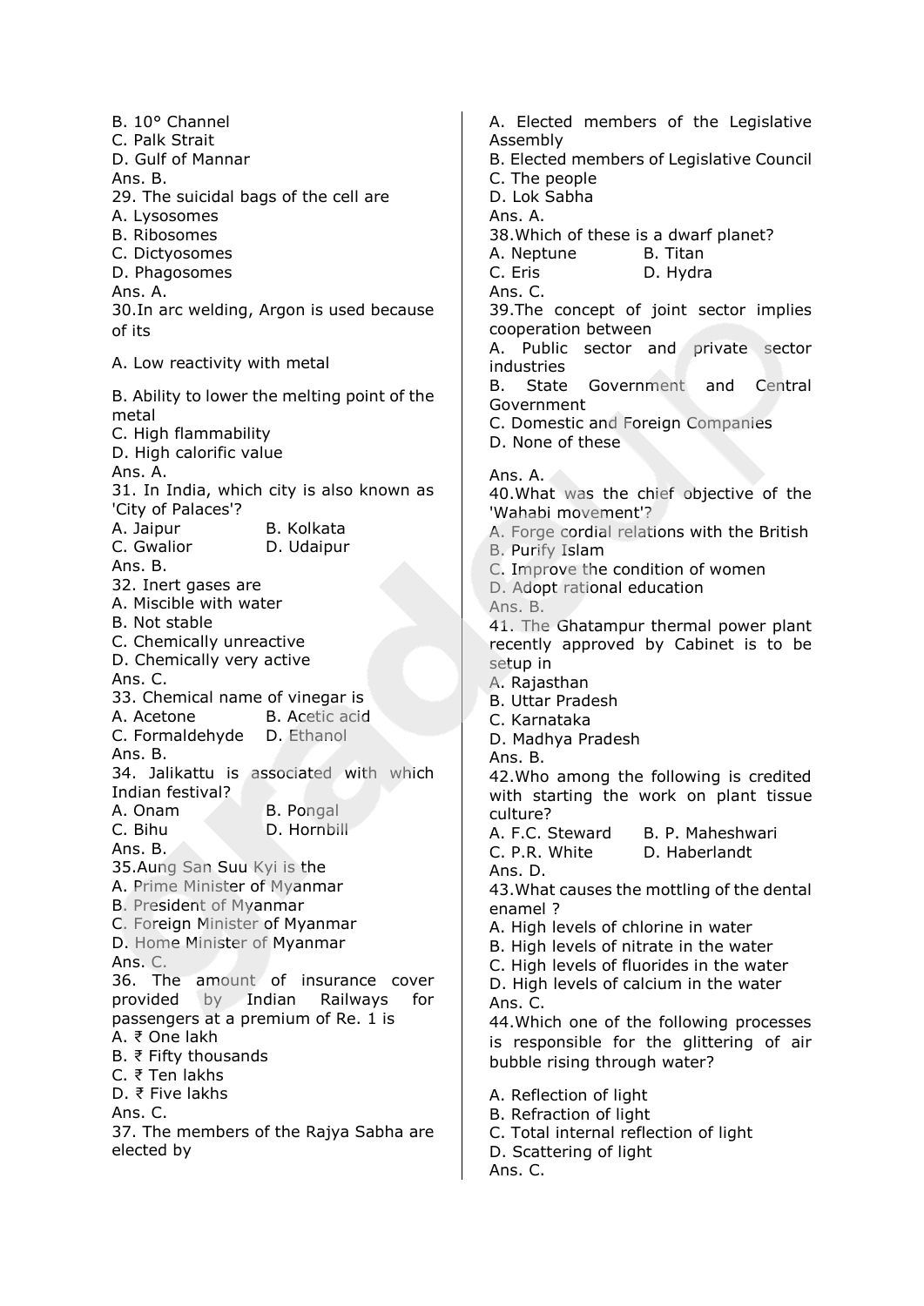B. 10° Channel
C. Palk Strait
D. Gulf of Mannar
Ans. B.

29. The suicidal bags of the cell are
A. Lysosomes
B. Ribosomes
C. Dictyosomes
D. Phagosomes
Ans. A.

30.In arc welding, Argon is used because of its

A. Low reactivity with metal

B. Ability to lower the melting point of the metal
C. High flammability
D. High calorific value
Ans. A.

31. In India, which city is also known as 'City of Palaces'?
A. Jaipur B. Kolkata
C. Gwalior D. Udaipur
Ans. B.

32. Inert gases are
A. Miscible with water
B. Not stable
C. Chemically unreactive
D. Chemically very active
Ans. C.

33. Chemical name of vinegar is
A. Acetone B. Acetic acid
C. Formaldehyde D. Ethanol
Ans. B.

34. Jalikattu is associated with which Indian festival?
A. Onam B. Pongal
C. Bihu D. Hornbill
Ans. B.

35.Aung San Suu Kyi is the
A. Prime Minister of Myanmar
B. President of Myanmar
C. Foreign Minister of Myanmar
D. Home Minister of Myanmar
Ans. C.

36. The amount of insurance cover provided by Indian Railways for passengers at a premium of Re. 1 is
A. ₹ One lakh
B. ₹ Fifty thousands
C. ₹ Ten lakhs
D. ₹ Five lakhs
Ans. C.

37. The members of the Rajya Sabha are elected by
A. Elected members of the Legislative Assembly
B. Elected members of Legislative Council
C. The people
D. Lok Sabha
Ans. A.

38.Which of these is a dwarf planet?
A. Neptune B. Titan
C. Eris D. Hydra
Ans. C.

39.The concept of joint sector implies cooperation between
A. Public sector and private sector industries
B. State Government and Central Government
C. Domestic and Foreign Companies
D. None of these

Ans. A.

40.What was the chief objective of the 'Wahabi movement'?
A. Forge cordial relations with the British
B. Purify Islam
C. Improve the condition of women
D. Adopt rational education
Ans. B.

41. The Ghatampur thermal power plant recently approved by Cabinet is to be setup in
A. Rajasthan
B. Uttar Pradesh
C. Karnataka
D. Madhya Pradesh
Ans. B.

42.Who among the following is credited with starting the work on plant tissue culture?
A. F.C. Steward B. P. Maheshwari
C. P.R. White D. Haberlandt
Ans. D.

43.What causes the mottling of the dental enamel ?
A. High levels of chlorine in water
B. High levels of nitrate in the water
C. High levels of fluorides in the water
D. High levels of calcium in the water
Ans. C.

44.Which one of the following processes is responsible for the glittering of air bubble rising through water?

A. Reflection of light
B. Refraction of light
C. Total internal reflection of light
D. Scattering of light
Ans. C.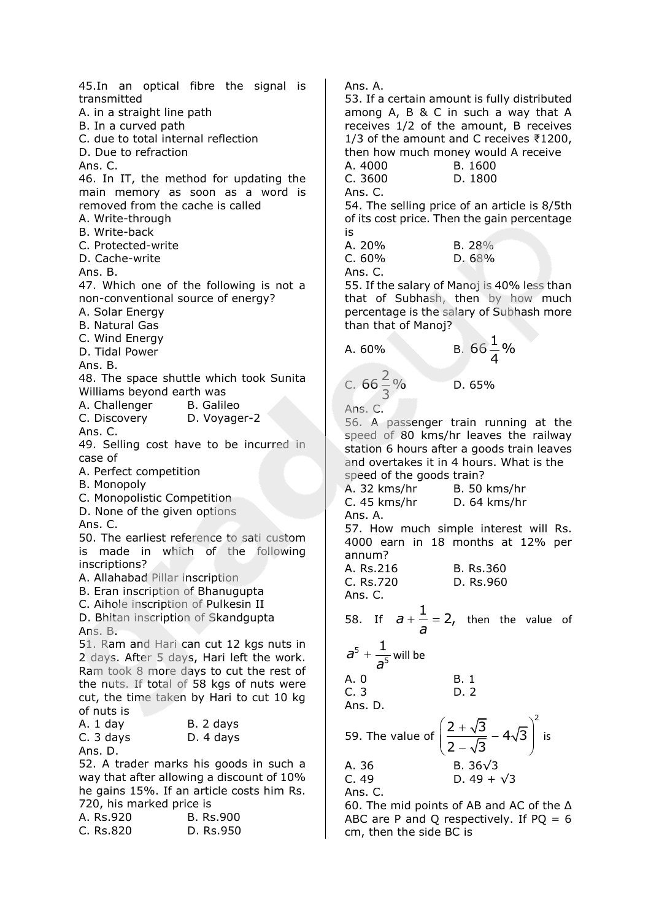45.In an optical fibre the signal is transmitted

A. in a straight line path

B. In a curved path

C. due to total internal reflection

D. Due to refraction

Ans. C.

46. In IT, the method for updating the main memory as soon as a word is removed from the cache is called

A. Write-through

B. Write-back

C. Protected-write

D. Cache-write

Ans. B.

47. Which one of the following is not a non-conventional source of energy?

A. Solar Energy

B. Natural Gas

C. Wind Energy

D. Tidal Power

Ans. B.

48. The space shuttle which took Sunita Williams beyond earth was

A. Challenger B. Galileo

C. Discovery D. Voyager-2

Ans. C.

49. Selling cost have to be incurred in case of

A. Perfect competition

B. Monopoly

C. Monopolistic Competition

D. None of the given options

Ans. C.

50. The earliest reference to sati custom is made in which of the following inscriptions?

A. Allahabad Pillar inscription

B. Eran inscription of Bhanugupta

C. Aihole inscription of Pulkesin II

D. Bhitan inscription of Skandgupta

Ans. B.

51. Ram and Hari can cut 12 kgs nuts in 2 days. After 5 days, Hari left the work. Ram took 8 more days to cut the rest of the nuts. If total of 58 kgs of nuts were cut, the time taken by Hari to cut 10 kg of nuts is

A. 1 day B. 2 days

C. 3 days D. 4 days

Ans. D.

52. A trader marks his goods in such a way that after allowing a discount of 10% he gains 15%. If an article costs him Rs. 720, his marked price is

A. Rs.920 B. Rs.900

C. Rs.820 D. Rs.950

Ans. A.

53. If a certain amount is fully distributed among A, B & C in such a way that A receives 1/2 of the amount, B receives 1/3 of the amount and C receives ₹1200, then how much money would A receive

A. 4000 B. 1600

C. 3600 D. 1800

Ans. C.

54. The selling price of an article is 8/5th of its cost price. Then the gain percentage is

A. 20% B. 28%

C. 60% D. 68%

Ans. C.

55. If the salary of Manoj is 40% less than that of Subhash, then by how much percentage is the salary of Subhash more than that of Manoj?

A. 60% B. $66\frac{1}{4}\%$

C. $66\frac{2}{3}\%$ D. 65%

Ans. C.

56. A passenger train running at the speed of 80 kms/hr leaves the railway station 6 hours after a goods train leaves and overtakes it in 4 hours. What is the speed of the goods train?

A. 32 kms/hr B. 50 kms/hr

C. 45 kms/hr D. 64 kms/hr

Ans. A.

57. How much simple interest will Rs. 4000 earn in 18 months at 12% per annum?

A. Rs.216 B. Rs.360

C. Rs.720 D. Rs.960

Ans. C.

58. If $a + \frac{1}{a} = 2$, then the value of $a^5 + \frac{1}{a^5}$ will be

A. 0 B. 1

C. 3 D. 2

Ans. D.

59. The value of $\left(\frac{2+\sqrt{3}}{2-\sqrt{3}} - 4\sqrt{3}\right)^2$ is

A. 36 B. $36\sqrt{3}$

C. 49 D. $49 + \sqrt{3}$

Ans. C.

60. The mid points of AB and AC of the Δ ABC are P and Q respectively. If PQ = 6 cm, then the side BC is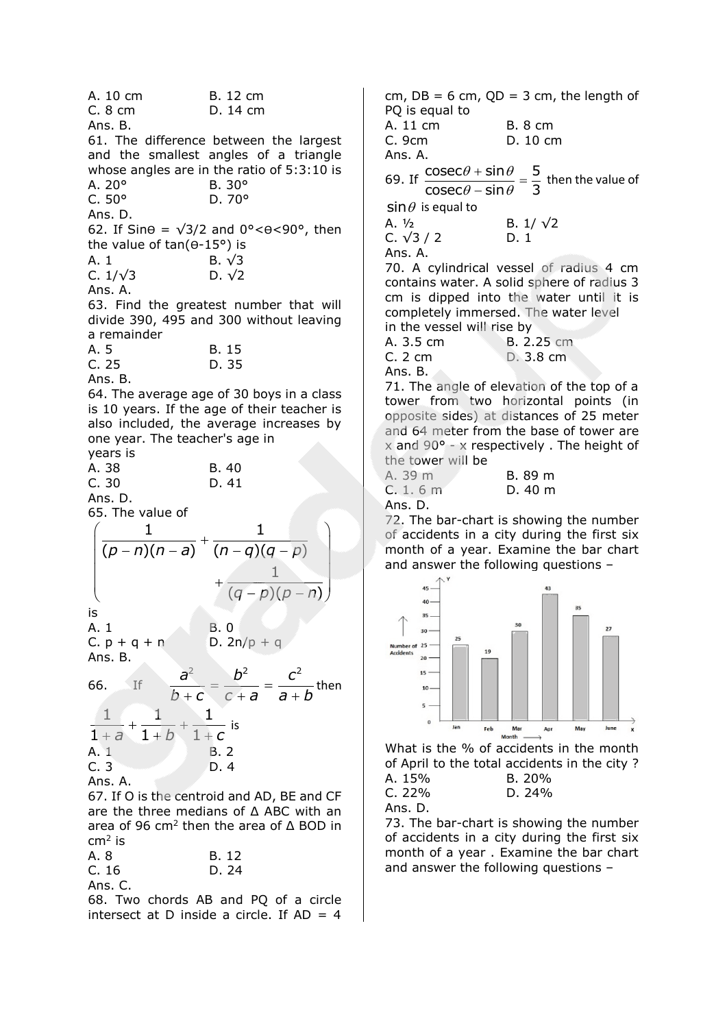A. 10 cm　　B. 12 cm
C. 8 cm　　D. 14 cm
Ans. B.

61. The difference between the largest and the smallest angles of a triangle whose angles are in the ratio of 5:3:10 is
A. 20°　　B. 30°
C. 50°　　D. 70°
Ans. D.

62. If Sinϴ = √3/2 and 0°<ϴ<90°, then the value of tan(ϴ-15°) is
A. 1　　B. √3
C. 1/√3　　D. √2
Ans. A.

63. Find the greatest number that will divide 390, 495 and 300 without leaving a remainder
A. 5　　B. 15
C. 25　　D. 35
Ans. B.

64. The average age of 30 boys in a class is 10 years. If the age of their teacher is also included, the average increases by one year. The teacher's age in years is
A. 38　　B. 40
C. 30　　D. 41
Ans. D.

65. The value of

$$\left(\frac{1}{(p-n)(n-a)}+\frac{1}{(n-q)(q-p)}+\frac{1}{(q-p)(p-n)}\right)$$

is
A. 1　　B. 0
C. p + q + n　　D. 2n/p + q
Ans. B.

66. If $\frac{a^2}{b+c}=\frac{b^2}{c+a}=\frac{c^2}{a+b}$ then $\frac{1}{1+a}+\frac{1}{1+b}+\frac{1}{1+c}$ is
A. 1　　B. 2
C. 3　　D. 4
Ans. A.

67. If O is the centroid and AD, BE and CF are the three medians of Δ ABC with an area of 96 $cm^2$ then the area of Δ BOD in $cm^2$ is
A. 8　　B. 12
C. 16　　D. 24
Ans. C.

68. Two chords AB and PQ of a circle intersect at D inside a circle. If AD = 4 cm, DB = 6 cm, QD = 3 cm, the length of PQ is equal to
A. 11 cm　　B. 8 cm
C. 9cm　　D. 10 cm
Ans. A.

69. If $\frac{\text{cosec}\theta+\sin\theta}{\text{cosec}\theta-\sin\theta}=\frac{5}{3}$ then the value of $\sin\theta$ is equal to
A. ½　　B. 1/ √2
C. √3 / 2　　D. 1
Ans. A.

70. A cylindrical vessel of radius 4 cm contains water. A solid sphere of radius 3 cm is dipped into the water until it is completely immersed. The water level in the vessel will rise by
A. 3.5 cm　　B. 2.25 cm
C. 2 cm　　D. 3.8 cm
Ans. B.

71. The angle of elevation of the top of a tower from two horizontal points (in opposite sides) at distances of 25 meter and 64 meter from the base of tower are x and 90° - x respectively . The height of the tower will be
A. 39 m　　B. 89 m
C. 1. 6 m　　D. 40 m
Ans. D.

72. The bar-chart is showing the number of accidents in a city during the first six month of a year. Examine the bar chart and answer the following questions –

Y
Number of Accidents
0, 5, 10, 15, 20, 25, 30, 35, 40, 45
25, 19, 30, 43, 35, 27
Jan, Feb, Mar, Apr, May, June
Month
X

What is the % of accidents in the month of April to the total accidents in the city ?
A. 15%　　B. 20%
C. 22%　　D. 24%
Ans. D.

73. The bar-chart is showing the number of accidents in a city during the first six month of a year . Examine the bar chart and answer the following questions –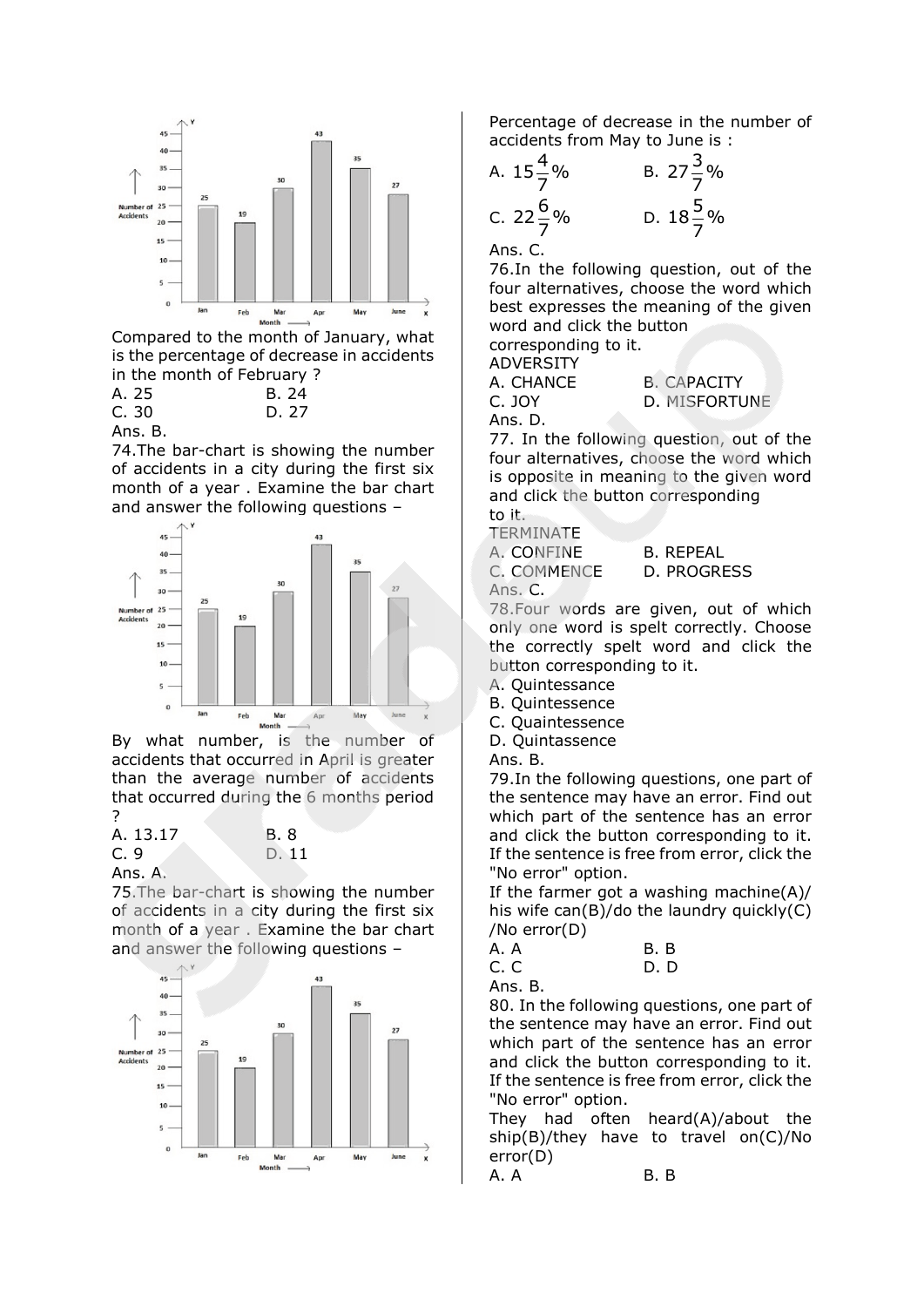45
40
35
30
25
20
15
10
5
0

Number of Accidents

25 19 30 43 35 27

Jan Feb Mar Apr May June

Month

Compared to the month of January, what is the percentage of decrease in accidents in the month of February ?

A. 25
B. 24
C. 30
D. 27

Ans. B.

74.The bar-chart is showing the number of accidents in a city during the first six month of a year . Examine the bar chart and answer the following questions –

45
40
35
30
25
20
15
10
5
0

Number of Accidents

25 19 30 43 35 27

Jan Feb Mar Apr May June

Month

By what number, is the number of accidents that occurred in April is greater than the average number of accidents that occurred during the 6 months period ?

A. 13.17
B. 8
C. 9
D. 11

Ans. A.

75.The bar-chart is showing the number of accidents in a city during the first six month of a year . Examine the bar chart and answer the following questions –

45
40
35
30
25
20
15
10
5
0

Number of Accidents

25 19 30 43 35 27

Jan Feb Mar Apr May June

Month

Percentage of decrease in the number of accidents from May to June is :

A. $15\frac{4}{7}\%$
B. $27\frac{3}{7}\%$
C. $22\frac{6}{7}\%$
D. $18\frac{5}{7}\%$

Ans. C.

76.In the following question, out of the four alternatives, choose the word which best expresses the meaning of the given word and click the button corresponding to it.

ADVERSITY

A. CHANCE
B. CAPACITY
C. JOY
D. MISFORTUNE

Ans. D.

77. In the following question, out of the four alternatives, choose the word which is opposite in meaning to the given word and click the button corresponding to it.

TERMINATE

A. CONFINE
B. REPEAL
C. COMMENCE
D. PROGRESS

Ans. C.

78.Four words are given, out of which only one word is spelt correctly. Choose the correctly spelt word and click the button corresponding to it.

A. Quintessance
B. Quintessence
C. Quaintessence
D. Quintassence

Ans. B.

79.In the following questions, one part of the sentence may have an error. Find out which part of the sentence has an error and click the button corresponding to it. If the sentence is free from error, click the "No error" option.

If the farmer got a washing machine(A)/ his wife can(B)/do the laundry quickly(C) /No error(D)

A. A
B. B
C. C
D. D

Ans. B.

80. In the following questions, one part of the sentence may have an error. Find out which part of the sentence has an error and click the button corresponding to it. If the sentence is free from error, click the "No error" option.

They had often heard(A)/about the ship(B)/they have to travel on(C)/No error(D)

A. A
B. B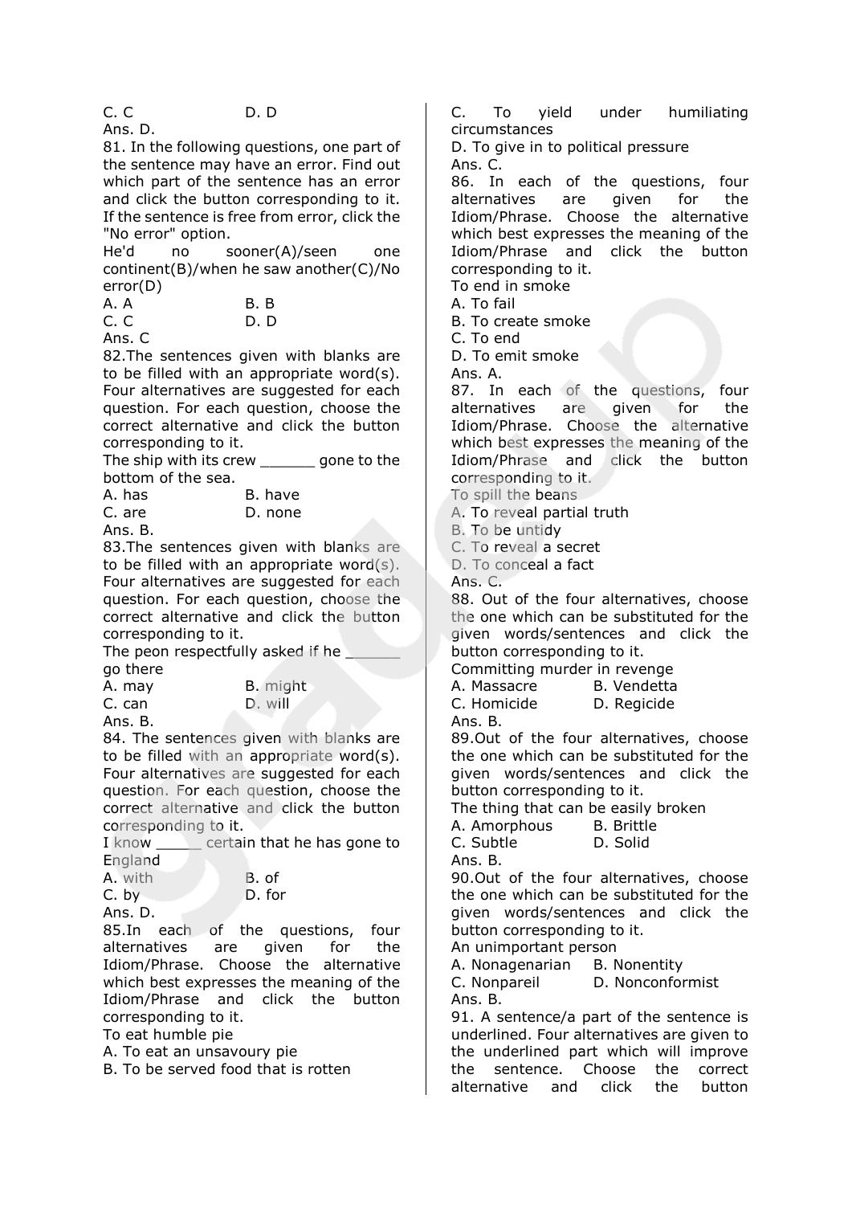C. C D. D

Ans. D.

81. In the following questions, one part of the sentence may have an error. Find out which part of the sentence has an error and click the button corresponding to it. If the sentence is free from error, click the "No error" option.

He'd no sooner(A)/seen one continent(B)/when he saw another(C)/No error(D)

A. A B. B

C. C D. D

Ans. C

82.The sentences given with blanks are to be filled with an appropriate word(s). Four alternatives are suggested for each question. For each question, choose the correct alternative and click the button corresponding to it.

The ship with its crew ______ gone to the bottom of the sea.

A. has B. have

C. are D. none

Ans. B.

83.The sentences given with blanks are to be filled with an appropriate word(s). Four alternatives are suggested for each question. For each question, choose the correct alternative and click the button corresponding to it.

The peon respectfully asked if he ______ go there

A. may B. might

C. can D. will

Ans. B.

84. The sentences given with blanks are to be filled with an appropriate word(s). Four alternatives are suggested for each question. For each question, choose the correct alternative and click the button corresponding to it.

I know _____ certain that he has gone to England

A. with B. of

C. by D. for

Ans. D.

85.In each of the questions, four alternatives are given for the Idiom/Phrase. Choose the alternative which best expresses the meaning of the Idiom/Phrase and click the button corresponding to it.

To eat humble pie

A. To eat an unsavoury pie

B. To be served food that is rotten

C. To yield under humiliating circumstances

D. To give in to political pressure

Ans. C.

86. In each of the questions, four alternatives are given for the Idiom/Phrase. Choose the alternative which best expresses the meaning of the Idiom/Phrase and click the button corresponding to it.

To end in smoke

A. To fail

B. To create smoke

C. To end

D. To emit smoke

Ans. A.

87. In each of the questions, four alternatives are given for the Idiom/Phrase. Choose the alternative which best expresses the meaning of the Idiom/Phrase and click the button corresponding to it.

To spill the beans

A. To reveal partial truth

B. To be untidy

C. To reveal a secret

D. To conceal a fact

Ans. C.

88. Out of the four alternatives, choose the one which can be substituted for the given words/sentences and click the button corresponding to it.

Committing murder in revenge

A. Massacre B. Vendetta

C. Homicide D. Regicide

Ans. B.

89.Out of the four alternatives, choose the one which can be substituted for the given words/sentences and click the button corresponding to it.

The thing that can be easily broken

A. Amorphous B. Brittle

C. Subtle D. Solid

Ans. B.

90.Out of the four alternatives, choose the one which can be substituted for the given words/sentences and click the button corresponding to it.

An unimportant person

A. Nonagenarian B. Nonentity

C. Nonpareil D. Nonconformist

Ans. B.

91. A sentence/a part of the sentence is underlined. Four alternatives are given to the underlined part which will improve the sentence. Choose the correct alternative and click the button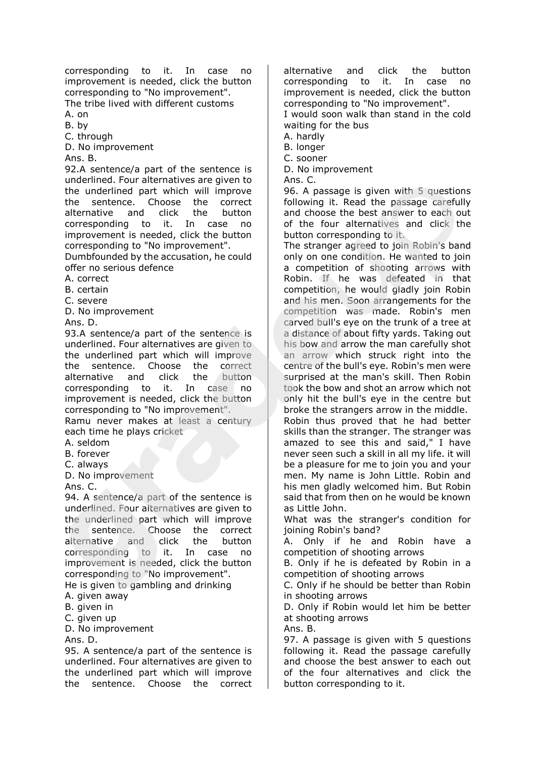corresponding to it. In case no improvement is needed, click the button corresponding to "No improvement".

The tribe lived with different customs

A. on

B. by

C. through

D. No improvement

Ans. B.

92.A sentence/a part of the sentence is underlined. Four alternatives are given to the underlined part which will improve the sentence. Choose the correct alternative and click the button corresponding to it. In case no improvement is needed, click the button corresponding to "No improvement".

Dumbfounded by the accusation, he could offer no serious defence

A. correct

B. certain

C. severe

D. No improvement

Ans. D.

93.A sentence/a part of the sentence is underlined. Four alternatives are given to the underlined part which will improve the sentence. Choose the correct alternative and click the button corresponding to it. In case no improvement is needed, click the button corresponding to "No improvement".

Ramu never makes at least a century each time he plays cricket

A. seldom

B. forever

C. always

D. No improvement

Ans. C.

94. A sentence/a part of the sentence is underlined. Four alternatives are given to the underlined part which will improve the sentence. Choose the correct alternative and click the button corresponding to it. In case no improvement is needed, click the button corresponding to "No improvement".

He is given to gambling and drinking

A. given away

B. given in

C. given up

D. No improvement

Ans. D.

95. A sentence/a part of the sentence is underlined. Four alternatives are given to the underlined part which will improve the sentence. Choose the correct alternative and click the button corresponding to it. In case no improvement is needed, click the button corresponding to "No improvement".

I would soon walk than stand in the cold waiting for the bus

A. hardly

B. longer

C. sooner

D. No improvement

Ans. C.

96. A passage is given with 5 questions following it. Read the passage carefully and choose the best answer to each out of the four alternatives and click the button corresponding to it.

The stranger agreed to join Robin's band only on one condition. He wanted to join a competition of shooting arrows with Robin. If he was defeated in that competition, he would gladly join Robin and his men. Soon arrangements for the competition was made. Robin's men carved bull's eye on the trunk of a tree at a distance of about fifty yards. Taking out his bow and arrow the man carefully shot an arrow which struck right into the centre of the bull's eye. Robin's men were surprised at the man's skill. Then Robin took the bow and shot an arrow which not only hit the bull's eye in the centre but broke the strangers arrow in the middle. Robin thus proved that he had better skills than the stranger. The stranger was amazed to see this and said," I have never seen such a skill in all my life. it will be a pleasure for me to join you and your men. My name is John Little. Robin and his men gladly welcomed him. But Robin said that from then on he would be known as Little John.

What was the stranger's condition for joining Robin's band?

A. Only if he and Robin have a competition of shooting arrows

B. Only if he is defeated by Robin in a competition of shooting arrows

C. Only if he should be better than Robin in shooting arrows

D. Only if Robin would let him be better at shooting arrows

Ans. B.

97. A passage is given with 5 questions following it. Read the passage carefully and choose the best answer to each out of the four alternatives and click the button corresponding to it.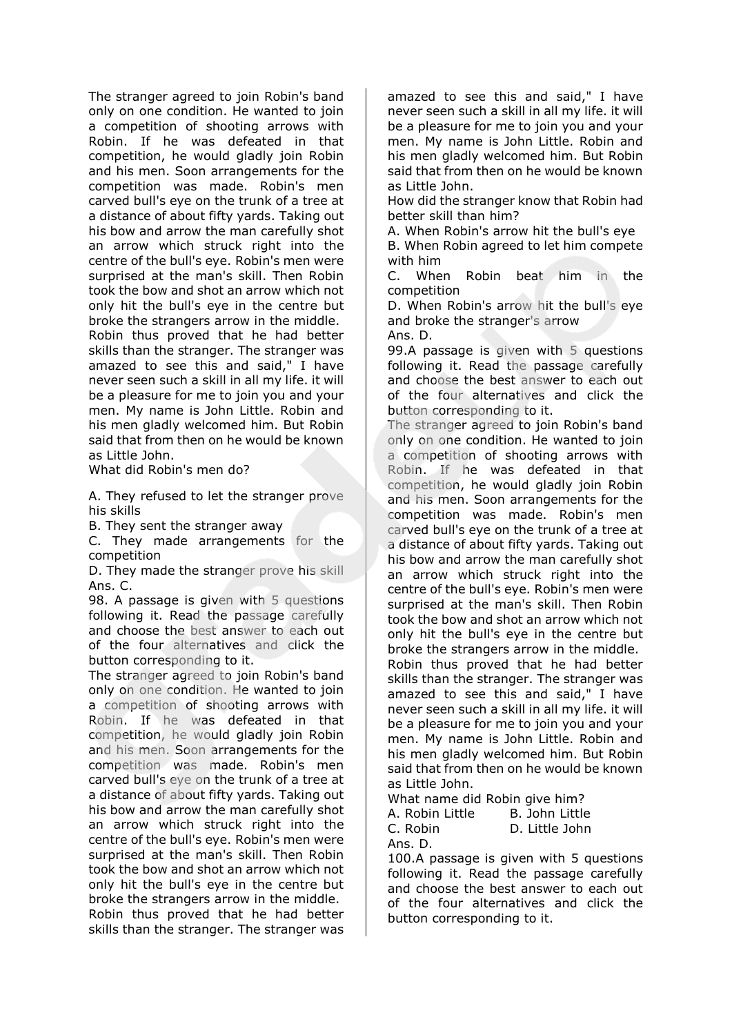The stranger agreed to join Robin's band only on one condition. He wanted to join a competition of shooting arrows with Robin. If he was defeated in that competition, he would gladly join Robin and his men. Soon arrangements for the competition was made. Robin's men carved bull's eye on the trunk of a tree at a distance of about fifty yards. Taking out his bow and arrow the man carefully shot an arrow which struck right into the centre of the bull's eye. Robin's men were surprised at the man's skill. Then Robin took the bow and shot an arrow which not only hit the bull's eye in the centre but broke the strangers arrow in the middle.
Robin thus proved that he had better skills than the stranger. The stranger was amazed to see this and said," I have never seen such a skill in all my life. it will be a pleasure for me to join you and your men. My name is John Little. Robin and his men gladly welcomed him. But Robin said that from then on he would be known as Little John.
What did Robin's men do?

A. They refused to let the stranger prove his skills
B. They sent the stranger away
C. They made arrangements for the competition
D. They made the stranger prove his skill
Ans. C.

98. A passage is given with 5 questions following it. Read the passage carefully and choose the best answer to each out of the four alternatives and click the button corresponding to it.
The stranger agreed to join Robin's band only on one condition. He wanted to join a competition of shooting arrows with Robin. If he was defeated in that competition, he would gladly join Robin and his men. Soon arrangements for the competition was made. Robin's men carved bull's eye on the trunk of a tree at a distance of about fifty yards. Taking out his bow and arrow the man carefully shot an arrow which struck right into the centre of the bull's eye. Robin's men were surprised at the man's skill. Then Robin took the bow and shot an arrow which not only hit the bull's eye in the centre but broke the strangers arrow in the middle.
Robin thus proved that he had better skills than the stranger. The stranger was amazed to see this and said," I have never seen such a skill in all my life. it will be a pleasure for me to join you and your men. My name is John Little. Robin and his men gladly welcomed him. But Robin said that from then on he would be known as Little John.
How did the stranger know that Robin had better skill than him?
A. When Robin's arrow hit the bull's eye
B. When Robin agreed to let him compete with him
C. When Robin beat him in the competition
D. When Robin's arrow hit the bull's eye and broke the stranger's arrow
Ans. D.

99.A passage is given with 5 questions following it. Read the passage carefully and choose the best answer to each out of the four alternatives and click the button corresponding to it.
The stranger agreed to join Robin's band only on one condition. He wanted to join a competition of shooting arrows with Robin. If he was defeated in that competition, he would gladly join Robin and his men. Soon arrangements for the competition was made. Robin's men carved bull's eye on the trunk of a tree at a distance of about fifty yards. Taking out his bow and arrow the man carefully shot an arrow which struck right into the centre of the bull's eye. Robin's men were surprised at the man's skill. Then Robin took the bow and shot an arrow which not only hit the bull's eye in the centre but broke the strangers arrow in the middle.
Robin thus proved that he had better skills than the stranger. The stranger was amazed to see this and said," I have never seen such a skill in all my life. it will be a pleasure for me to join you and your men. My name is John Little. Robin and his men gladly welcomed him. But Robin said that from then on he would be known as Little John.
What name did Robin give him?
A. Robin Little B. John Little
C. Robin D. Little John
Ans. D.

100.A passage is given with 5 questions following it. Read the passage carefully and choose the best answer to each out of the four alternatives and click the button corresponding to it.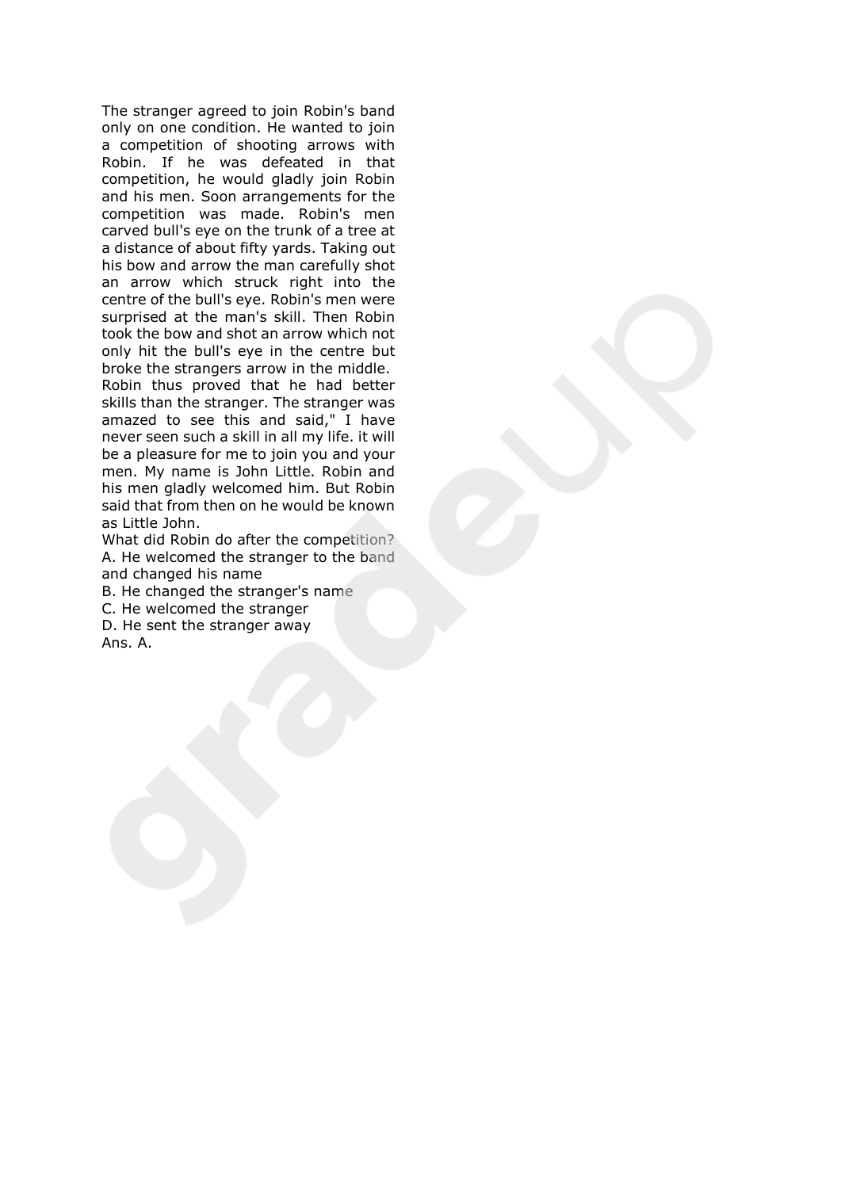The stranger agreed to join Robin's band only on one condition. He wanted to join a competition of shooting arrows with Robin. If he was defeated in that competition, he would gladly join Robin and his men. Soon arrangements for the competition was made. Robin's men carved bull's eye on the trunk of a tree at a distance of about fifty yards. Taking out his bow and arrow the man carefully shot an arrow which struck right into the centre of the bull's eye. Robin's men were surprised at the man's skill. Then Robin took the bow and shot an arrow which not only hit the bull's eye in the centre but broke the strangers arrow in the middle. Robin thus proved that he had better skills than the stranger. The stranger was amazed to see this and said," I have never seen such a skill in all my life. it will be a pleasure for me to join you and your men. My name is John Little. Robin and his men gladly welcomed him. But Robin said that from then on he would be known as Little John.

What did Robin do after the competition?

A. He welcomed the stranger to the band and changed his name

B. He changed the stranger's name

C. He welcomed the stranger

D. He sent the stranger away

Ans. A.